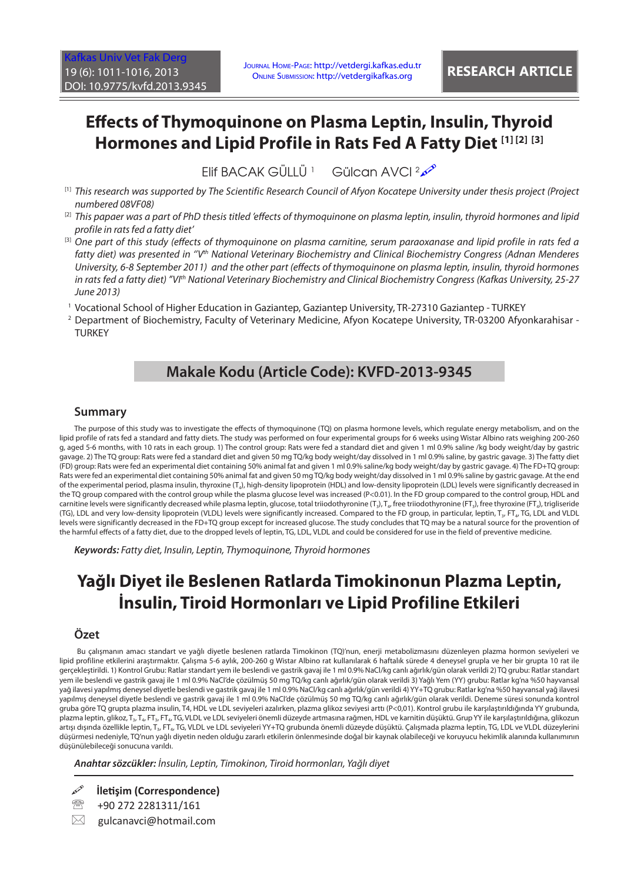Kafkas Univ Vet Fak Derg
19 (6): 1011-1016, 2013
DOI: 10.9775/kvfd.2013.9345

Journal Home-Page: http://vetdergi.kafkas.edu.tr
Online Submission: http://vetdergikafkas.org

**RESEARCH ARTICLE**

# Effects of Thymoquinone on Plasma Leptin, Insulin, Thyroid Hormones and Lipid Profile in Rats Fed A Fatty Diet [1] [2] [3]

Elif BACAK GÜLLÜ [1] Gülcan AVCI [2]

[1] *This research was supported by The Scientific Research Council of Afyon Kocatepe University under thesis project (Project numbered 08VF08)*

[2] *This papaer was a part of PhD thesis titled 'effects of thymoquinone on plasma leptin, insulin, thyroid hormones and lipid profile in rats fed a fatty diet'*

[3] *One part of this study (effects of thymoquinone on plasma carnitine, serum paraoxanase and lipid profile in rats fed a fatty diet) was presented in "Vth National Veterinary Biochemistry and Clinical Biochemistry Congress (Adnan Menderes University, 6-8 September 2011) and the other part (effects of thymoquinone on plasma leptin, insulin, thyroid hormones in rats fed a fatty diet) "VIth National Veterinary Biochemistry and Clinical Biochemistry Congress (Kafkas University, 25-27 June 2013)*

1 Vocational School of Higher Education in Gaziantep, Gaziantep University, TR-27310 Gaziantep - TURKEY

2 Department of Biochemistry, Faculty of Veterinary Medicine, Afyon Kocatepe University, TR-03200 Afyonkarahisar - TURKEY

## Makale Kodu (Article Code): KVFD-2013-9345

## Summary

The purpose of this study was to investigate the effects of thymoquinone (TQ) on plasma hormone levels, which regulate energy metabolism, and on the lipid profile of rats fed a standard and fatty diets. The study was performed on four experimental groups for 6 weeks using Wistar Albino rats weighing 200-260 g, aged 5-6 months, with 10 rats in each group. 1) The control group: Rats were fed a standard diet and given 1 ml 0.9% saline /kg body weight/day by gastric gavage. 2) The TQ group: Rats were fed a standard diet and given 50 mg TQ/kg body weight/day dissolved in 1 ml 0.9% saline, by gastric gavage. 3) The fatty diet (FD) group: Rats were fed an experimental diet containing 50% animal fat and given 1 ml 0.9% saline/kg body weight/day by gastric gavage. 4) The FD+TQ group: Rats were fed an experimental diet containing 50% animal fat and given 50 mg TQ/kg body weight/day dissolved in 1 ml 0.9% saline by gastric gavage. At the end of the experimental period, plasma insulin, thyroxine ($T_4$), high-density lipoprotein (HDL) and low-density lipoprotein (LDL) levels were significantly decreased in the TQ group compared with the control group while the plasma glucose level was increased (P<0.01). In the FD group compared to the control group, HDL and carnitine levels were significantly decreased while plasma leptin, glucose, total triiodothyronine ($T_3$), $T_4$, free triiodothyronine ($FT_3$), free thyroxine ($FT_4$), trigliseride (TG), LDL and very low-density lipoprotein (VLDL) levels were significantly increased. Compared to the FD group, in particular, leptin, $T_3$, $FT_4$, TG, LDL and VLDL levels were significantly decreased in the FD+TQ group except for increased glucose. The study concludes that TQ may be a natural source for the provention of the harmful effects of a fatty diet, due to the dropped levels of leptin, TG, LDL, VLDL and could be considered for use in the field of preventive medicine.

***Keywords:*** *Fatty diet, Insulin, Leptin, Thymoquinone, Thyroid hormones*

# Yağlı Diyet ile Beslenen Ratlarda Timokinonun Plazma Leptin, İnsulin, Tiroid Hormonları ve Lipid Profiline Etkileri

## Özet

Bu çalışmanın amacı standart ve yağlı diyetle beslenen ratlarda Timokinon (TQ)'nun, enerji metabolizmasını düzenleyen plazma hormon seviyeleri ve lipid profiline etkilerini araştırmaktır. Çalışma 5-6 aylık, 200-260 g Wistar Albino rat kullanılarak 6 haftalık sürede 4 deneysel grupla ve her bir grupta 10 rat ile gerçekleştirildi. 1) Kontrol Grubu: Ratlar standart yem ile beslendi ve gastrik gavaj ile 1 ml 0.9% NaCl/kg canlı ağırlık/gün olarak verildi 2) TQ grubu: Ratlar standart yem ile beslendi ve gastrik gavaj ile 1 ml 0.9% NaCl'de çözülmüş 50 mg TQ/kg canlı ağırlık/gün olarak verildi 3) Yağlı Yem (YY) grubu: Ratlar kg'na %50 hayvansal yağ ilavesi yapılmış deneysel diyetle beslendi ve gastrik gavaj ile 1 ml 0.9% NaCl/kg canlı ağırlık/gün verildi 4) YY+TQ grubu: Ratlar kg'na %50 hayvansal yağ ilavesi yapılmış deneysel diyetle beslendi ve gastrik gavaj ile 1 ml 0.9% NaCl'de çözülmüş 50 mg TQ/kg canlı ağırlık/gün olarak verildi. Deneme süresi sonunda kontrol gruba göre TQ grupta plazma insulin, T4, HDL ve LDL seviyeleri azalırken, plazma glikoz seviyesi arttı (P<0,01). Kontrol grubu ile karşılaştırıldığında YY grubunda, plazma leptin, glikoz, $T_3$, $T_4$, $FT_3$, $FT_4$, TG, VLDL ve LDL seviyeleri önemli düzeyde artmasına rağmen, HDL ve karnitin düşüktü. Grup YY ile karşılaştırıldığına, glikozun artışı dışında özellikle leptin, $T_3$, $FT_4$, TG, VLDL ve LDL seviyeleri YY+TQ grubunda önemli düzeyde düşüktü. Çalışmada plazma leptin, TG, LDL ve VLDL düzeylerini düşürmesi nedeniyle, TQ'nun yağlı diyetin neden olduğu zararlı etkilerin önlenmesinde doğal bir kaynak olabileceği ve koruyucu hekimlik alanında kullanımının düşünülebileceği sonucuna varıldı.

***Anahtar sözcükler:*** *İnsulin, Leptin, Timokinon, Tiroid hormonları, Yağlı diyet*

**İletişim (Correspondence)**

+90 272 2281311/161

gulcanavci@hotmail.com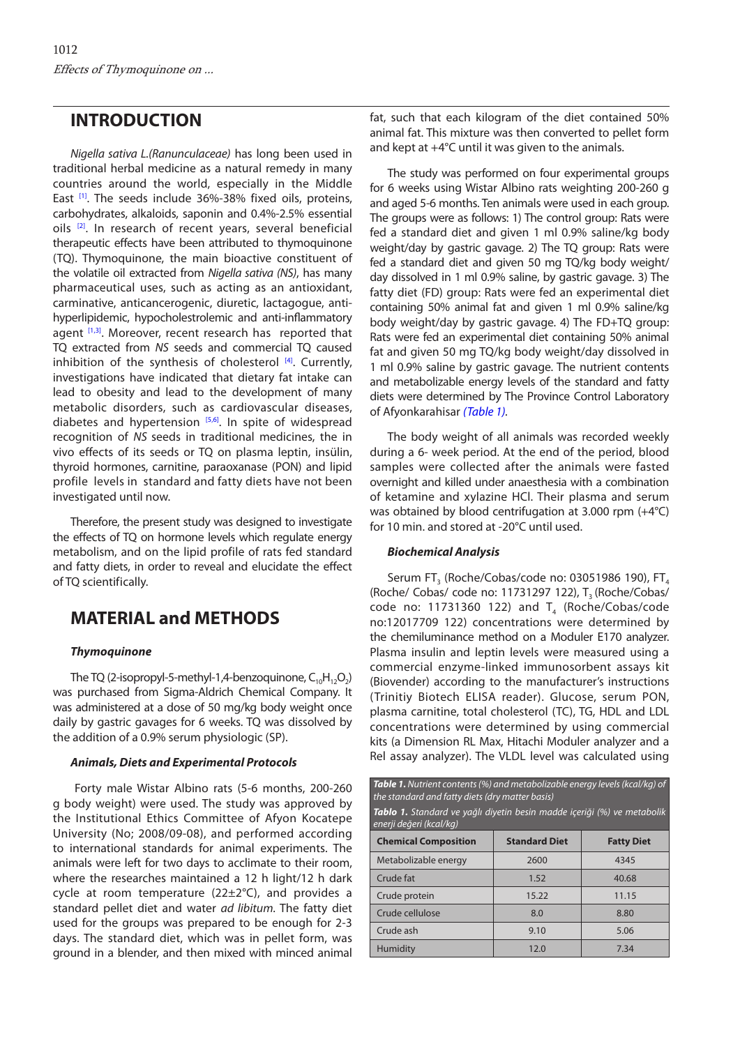## INTRODUCTION

*Nigella sativa L.(Ranunculaceae)* has long been used in traditional herbal medicine as a natural remedy in many countries around the world, especially in the Middle East [1]. The seeds include 36%-38% fixed oils, proteins, carbohydrates, alkaloids, saponin and 0.4%-2.5% essential oils [2]. In research of recent years, several beneficial therapeutic effects have been attributed to thymoquinone (TQ). Thymoquinone, the main bioactive constituent of the volatile oil extracted from *Nigella sativa (NS)*, has many pharmaceutical uses, such as acting as an antioxidant, carminative, anticancerogenic, diuretic, lactagogue, anti-hyperlipidemic, hypocholestrolemic and anti-inflammatory agent [1,3]. Moreover, recent research has reported that TQ extracted from *NS* seeds and commercial TQ caused inhibition of the synthesis of cholesterol [4]. Currently, investigations have indicated that dietary fat intake can lead to obesity and lead to the development of many metabolic disorders, such as cardiovascular diseases, diabetes and hypertension [5,6]. In spite of widespread recognition of *NS* seeds in traditional medicines, the in vivo effects of its seeds or TQ on plasma leptin, insülin, thyroid hormones, carnitine, paraoxanase (PON) and lipid profile levels in standard and fatty diets have not been investigated until now.

Therefore, the present study was designed to investigate the effects of TQ on hormone levels which regulate energy metabolism, and on the lipid profile of rats fed standard and fatty diets, in order to reveal and elucidate the effect of TQ scientifically.

## MATERIAL and METHODS

### *Thymoquinone*

The TQ (2-isopropyl-5-methyl-1,4-benzoquinone, $C_{10}H_{12}O_2$) was purchased from Sigma-Aldrich Chemical Company. It was administered at a dose of 50 mg/kg body weight once daily by gastric gavages for 6 weeks. TQ was dissolved by the addition of a 0.9% serum physiologic (SP).

### *Animals, Diets and Experimental Protocols*

Forty male Wistar Albino rats (5-6 months, 200-260 g body weight) were used. The study was approved by the Institutional Ethics Committee of Afyon Kocatepe University (No; 2008/09-08), and performed according to international standards for animal experiments. The animals were left for two days to acclimate to their room, where the researches maintained a 12 h light/12 h dark cycle at room temperature (22±2°C), and provides a standard pellet diet and water *ad libitum*. The fatty diet used for the groups was prepared to be enough for 2-3 days. The standard diet, which was in pellet form, was ground in a blender, and then mixed with minced animal fat, such that each kilogram of the diet contained 50% animal fat. This mixture was then converted to pellet form and kept at +4°C until it was given to the animals.

The study was performed on four experimental groups for 6 weeks using Wistar Albino rats weighting 200-260 g and aged 5-6 months. Ten animals were used in each group. The groups were as follows: 1) The control group: Rats were fed a standard diet and given 1 ml 0.9% saline/kg body weight/day by gastric gavage. 2) The TQ group: Rats were fed a standard diet and given 50 mg TQ/kg body weight/day dissolved in 1 ml 0.9% saline, by gastric gavage. 3) The fatty diet (FD) group: Rats were fed an experimental diet containing 50% animal fat and given 1 ml 0.9% saline/kg body weight/day by gastric gavage. 4) The FD+TQ group: Rats were fed an experimental diet containing 50% animal fat and given 50 mg TQ/kg body weight/day dissolved in 1 ml 0.9% saline by gastric gavage. The nutrient contents and metabolizable energy levels of the standard and fatty diets were determined by The Province Control Laboratory of Afyonkarahisar *(Table 1)*.

The body weight of all animals was recorded weekly during a 6- week period. At the end of the period, blood samples were collected after the animals were fasted overnight and killed under anaesthesia with a combination of ketamine and xylazine HCl. Their plasma and serum was obtained by blood centrifugation at 3.000 rpm (+4°C) for 10 min. and stored at -20°C until used.

### *Biochemical Analysis*

Serum $FT_3$ (Roche/Cobas/code no: 03051986 190), $FT_4$ (Roche/ Cobas/ code no: 11731297 122), $T_3$ (Roche/Cobas/ code no: 11731360 122) and $T_4$ (Roche/Cobas/code no:12017709 122) concentrations were determined by the chemiluminance method on a Moduler E170 analyzer. Plasma insulin and leptin levels were measured using a commercial enzyme-linked immunosorbent assays kit (Biovender) according to the manufacturer's instructions (Trinitiy Biotech ELISA reader). Glucose, serum PON, plasma carnitine, total cholesterol (TC), TG, HDL and LDL concentrations were determined by using commercial kits (a Dimension RL Max, Hitachi Moduler analyzer and a Rel assay analyzer). The VLDL level was calculated using

***Table 1.*** *Nutrient contents (%) and metabolizable energy levels (kcal/kg) of the standard and fatty diets (dry matter basis)*

***Tablo 1.*** *Standard ve yağlı diyetin besin madde içeriği (%) ve metabolik enerji değeri (kcal/kg)*

| Chemical Composition | Standard Diet | Fatty Diet |
|---|---|---|
| Metabolizable energy | 2600 | 4345 |
| Crude fat | 1.52 | 40.68 |
| Crude protein | 15.22 | 11.15 |
| Crude cellulose | 8.0 | 8.80 |
| Crude ash | 9.10 | 5.06 |
| Humidity | 12.0 | 7.34 |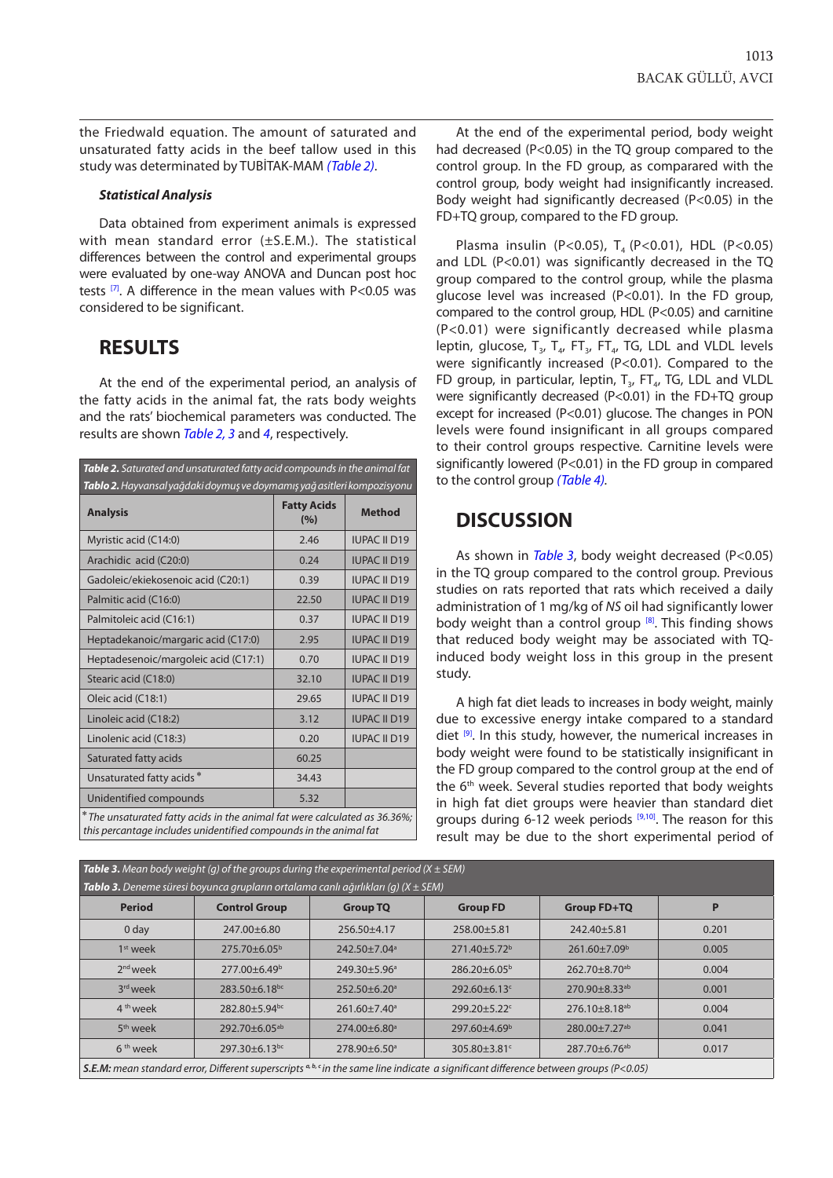the Friedwald equation. The amount of saturated and unsaturated fatty acids in the beef tallow used in this study was determined by TUBİTAK-MAM *(Table 2)*.

### *Statistical Analysis*

Data obtained from experiment animals is expressed with mean standard error (±S.E.M.). The statistical differences between the control and experimental groups were evaluated by one-way ANOVA and Duncan post hoc tests [7]. A difference in the mean values with P<0.05 was considered to be significant.

## RESULTS

At the end of the experimental period, an analysis of the fatty acids in the animal fat, the rats body weights and the rats' biochemical parameters was conducted. The results are shown *Table 2, 3* and *4*, respectively.

***Table 2.** Saturated and unsaturated fatty acid compounds in the animal fat*
***Tablo 2.** Hayvansal yağdaki doymuş ve doymamış yağ asitleri kompozisyonu*

| Analysis | Fatty Acids (%) | Method |
|---|---|---|
| Myristic acid (C14:0) | 2.46 | IUPAC II D19 |
| Arachidic acid (C20:0) | 0.24 | IUPAC II D19 |
| Gadoleic/ekiekosenoic acid (C20:1) | 0.39 | IUPAC II D19 |
| Palmitic acid (C16:0) | 22.50 | IUPAC II D19 |
| Palmitoleic acid (C16:1) | 0.37 | IUPAC II D19 |
| Heptadekanoic/margaric acid (C17:0) | 2.95 | IUPAC II D19 |
| Heptadesenoic/margoleic acid (C17:1) | 0.70 | IUPAC II D19 |
| Stearic acid (C18:0) | 32.10 | IUPAC II D19 |
| Oleic acid (C18:1) | 29.65 | IUPAC II D19 |
| Linoleic acid (C18:2) | 3.12 | IUPAC II D19 |
| Linolenic acid (C18:3) | 0.20 | IUPAC II D19 |
| Saturated fatty acids | 60.25 | |
| Unsaturated fatty acids * | 34.43 | |
| Unidentified compounds | 5.32 | |

*\* The unsaturated fatty acids in the animal fat were calculated as 36.36%; this percantage includes unidentified compounds in the animal fat*

At the end of the experimental period, body weight had decreased (P<0.05) in the TQ group compared to the control group. In the FD group, as comparared with the control group, body weight had insignificantly increased. Body weight had significantly decreased (P<0.05) in the FD+TQ group, compared to the FD group.

Plasma insulin (P<0.05), $T_4$ (P<0.01), HDL (P<0.05) and LDL (P<0.01) was significantly decreased in the TQ group compared to the control group, while the plasma glucose level was increased (P<0.01). In the FD group, compared to the control group, HDL (P<0.05) and carnitine (P<0.01) were significantly decreased while plasma leptin, glucose, $T_3$, $T_4$, $FT_3$, $FT_4$, TG, LDL and VLDL levels were significantly increased (P<0.01). Compared to the FD group, in particular, leptin, $T_3$, $FT_4$, TG, LDL and VLDL were significantly decreased (P<0.01) in the FD+TQ group except for increased (P<0.01) glucose. The changes in PON levels were found insignificant in all groups compared to their control groups respective. Carnitine levels were significantly lowered (P<0.01) in the FD group in compared to the control group *(Table 4)*.

## DISCUSSION

As shown in *Table 3*, body weight decreased (P<0.05) in the TQ group compared to the control group. Previous studies on rats reported that rats which received a daily administration of 1 mg/kg of *NS* oil had significantly lower body weight than a control group [8]. This finding shows that reduced body weight may be associated with TQ-induced body weight loss in this group in the present study.

A high fat diet leads to increases in body weight, mainly due to excessive energy intake compared to a standard diet [9]. In this study, however, the numerical increases in body weight were found to be statistically insignificant in the FD group compared to the control group at the end of the 6th week. Several studies reported that body weights in high fat diet groups were heavier than standard diet groups during 6-12 week periods [9,10]. The reason for this result may be due to the short experimental period of

***Table 3.** Mean body weight (g) of the groups during the experimental period (X ± SEM)*
***Tablo 3.** Deneme süresi boyunca grupların ortalama canlı ağırlıkları (g) (X ± SEM)*

| Period | Control Group | Group TQ | Group FD | Group FD+TQ | P |
|---|---|---|---|---|---|
| 0 day | 247.00±6.80 | 256.50±4.17 | 258.00±5.81 | 242.40±5.81 | 0.201 |
| 1st week | 275.70±6.05$^{b}$ | 242.50±7.04$^{a}$ | 271.40±5.72$^{b}$ | 261.60±7.09$^{b}$ | 0.005 |
| 2nd week | 277.00±6.49$^{b}$ | 249.30±5.96$^{a}$ | 286.20±6.05$^{b}$ | 262.70±8.70$^{ab}$ | 0.004 |
| 3rd week | 283.50±6.18$^{bc}$ | 252.50±6.20$^{a}$ | 292.60±6.13$^{c}$ | 270.90±8.33$^{ab}$ | 0.001 |
| 4th week | 282.80±5.94$^{bc}$ | 261.60±7.40$^{a}$ | 299.20±5.22$^{c}$ | 276.10±8.18$^{ab}$ | 0.004 |
| 5th week | 292.70±6.05$^{ab}$ | 274.00±6.80$^{a}$ | 297.60±4.69$^{b}$ | 280.00±7.27$^{ab}$ | 0.041 |
| 6th week | 297.30±6.13$^{bc}$ | 278.90±6.50$^{a}$ | 305.80±3.81$^{c}$ | 287.70±6.76$^{ab}$ | 0.017 |

***S.E.M:** mean standard error, Different superscripts a, b, c in the same line indicate a significant difference between groups (P<0.05)*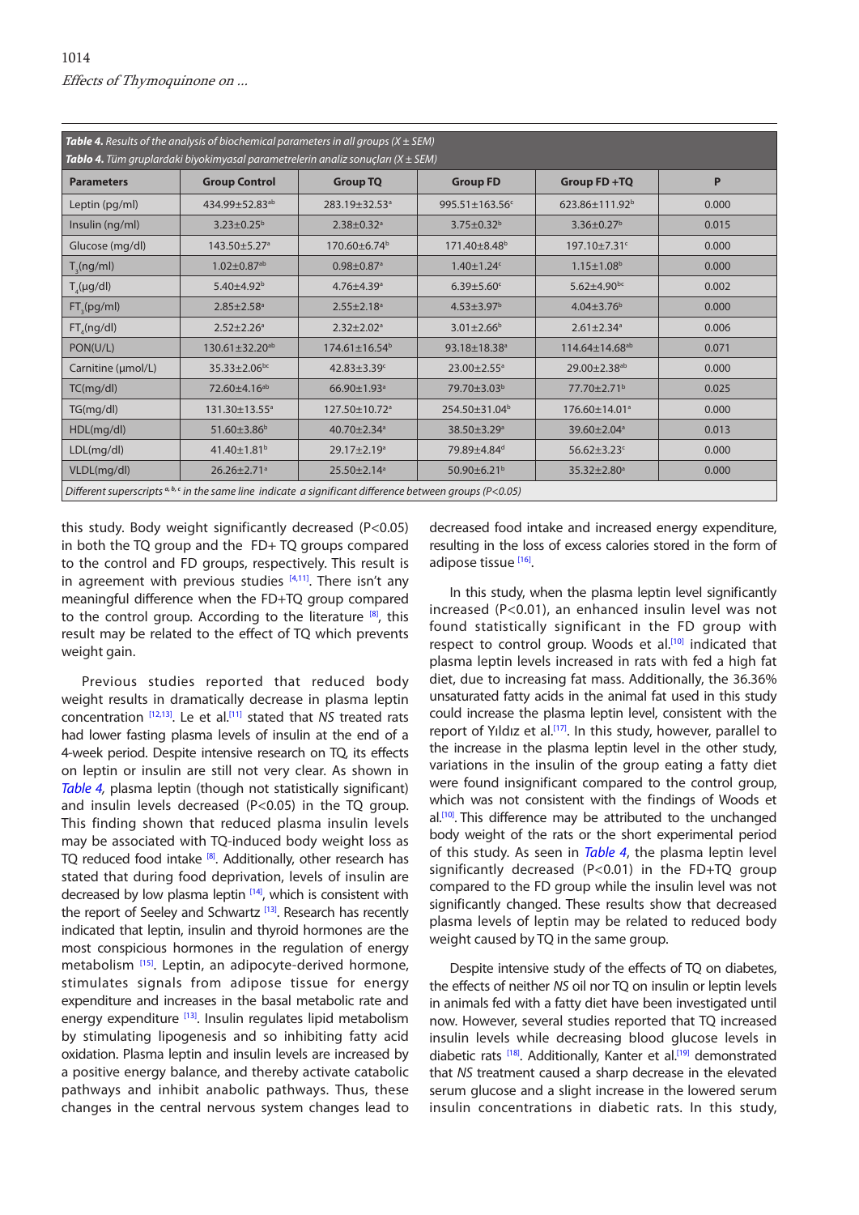**Table 4.** Results of the analysis of biochemical parameters in all groups (X ± SEM)
**Tablo 4.** Tüm gruplardaki biyokimyasal parametrelerin analiz sonuçları (X ± SEM)

| Parameters | Group Control | Group TQ | Group FD | Group FD +TQ | P |
|---|---|---|---|---|---|
| Leptin (pg/ml) | 434.99±52.83[ab] | 283.19±32.53[a] | 995.51±163.56[c] | 623.86±111.92[b] | 0.000 |
| Insulin (ng/ml) | 3.23±0.25[b] | 2.38±0.32[a] | 3.75±0.32[b] | 3.36±0.27[b] | 0.015 |
| Glucose (mg/dl) | 143.50±5.27[a] | 170.60±6.74[b] | 171.40±8.48[b] | 197.10±7.31[c] | 0.000 |
| $T_3$(ng/ml) | 1.02±0.87[ab] | 0.98±0.87[a] | 1.40±1.24[c] | 1.15±1.08[b] | 0.000 |
| $T_4$(µg/dl) | 5.40±4.92[b] | 4.76±4.39[a] | 6.39±5.60[c] | 5.62±4.90[bc] | 0.002 |
| $FT_3$(pg/ml) | 2.85±2.58[a] | 2.55±2.18[a] | 4.53±3.97[b] | 4.04±3.76[b] | 0.000 |
| $FT_4$(ng/dl) | 2.52±2.26[a] | 2.32±2.02[a] | 3.01±2.66[b] | 2.61±2.34[a] | 0.006 |
| PON(U/L) | 130.61±32.20[ab] | 174.61±16.54[b] | 93.18±18.38[a] | 114.64±14.68[ab] | 0.071 |
| Carnitine (µmol/L) | 35.33±2.06[bc] | 42.83±3.39[c] | 23.00±2.55[a] | 29.00±2.38[ab] | 0.000 |
| TC(mg/dl) | 72.60±4.16[ab] | 66.90±1.93[a] | 79.70±3.03[b] | 77.70±2.71[b] | 0.025 |
| TG(mg/dl) | 131.30±13.55[a] | 127.50±10.72[a] | 254.50±31.04[b] | 176.60±14.01[a] | 0.000 |
| HDL(mg/dl) | 51.60±3.86[b] | 40.70±2.34[a] | 38.50±3.29[a] | 39.60±2.04[a] | 0.013 |
| LDL(mg/dl) | 41.40±1.81[b] | 29.17±2.19[a] | 79.89±4.84[d] | 56.62±3.23[c] | 0.000 |
| VLDL(mg/dl) | 26.26±2.71[a] | 25.50±2.14[a] | 50.90±6.21[b] | 35.32±2.80[a] | 0.000 |

*Different superscripts [a, b, c] in the same line indicate a significant difference between groups (P<0.05)*

this study. Body weight significantly decreased (P<0.05) in both the TQ group and the FD+ TQ groups compared to the control and FD groups, respectively. This result is in agreement with previous studies [4,11]. There isn't any meaningful difference when the FD+TQ group compared to the control group. According to the literature [8], this result may be related to the effect of TQ which prevents weight gain.

Previous studies reported that reduced body weight results in dramatically decrease in plasma leptin concentration [12,13]. Le et al.[11] stated that *NS* treated rats had lower fasting plasma levels of insulin at the end of a 4-week period. Despite intensive research on TQ, its effects on leptin or insulin are still not very clear. As shown in *Table 4,* plasma leptin (though not statistically significant) and insulin levels decreased (P<0.05) in the TQ group. This finding shown that reduced plasma insulin levels may be associated with TQ-induced body weight loss as TQ reduced food intake [8]. Additionally, other research has stated that during food deprivation, levels of insulin are decreased by low plasma leptin [14], which is consistent with the report of Seeley and Schwartz [13]. Research has recently indicated that leptin, insulin and thyroid hormones are the most conspicuous hormones in the regulation of energy metabolism [15]. Leptin, an adipocyte-derived hormone, stimulates signals from adipose tissue for energy expenditure and increases in the basal metabolic rate and energy expenditure [13]. Insulin regulates lipid metabolism by stimulating lipogenesis and so inhibiting fatty acid oxidation. Plasma leptin and insulin levels are increased by a positive energy balance, and thereby activate catabolic pathways and inhibit anabolic pathways. Thus, these changes in the central nervous system changes lead to decreased food intake and increased energy expenditure, resulting in the loss of excess calories stored in the form of adipose tissue [16].

In this study, when the plasma leptin level significantly increased (P<0.01), an enhanced insulin level was not found statistically significant in the FD group with respect to control group. Woods et al.[10] indicated that plasma leptin levels increased in rats with fed a high fat diet, due to increasing fat mass. Additionally, the 36.36% unsaturated fatty acids in the animal fat used in this study could increase the plasma leptin level, consistent with the report of Yıldız et al.[17]. In this study, however, parallel to the increase in the plasma leptin level in the other study, variations in the insulin of the group eating a fatty diet were found insignificant compared to the control group, which was not consistent with the findings of Woods et al.[10]. This difference may be attributed to the unchanged body weight of the rats or the short experimental period of this study. As seen in *Table 4*, the plasma leptin level significantly decreased (P<0.01) in the FD+TQ group compared to the FD group while the insulin level was not significantly changed. These results show that decreased plasma levels of leptin may be related to reduced body weight caused by TQ in the same group.

Despite intensive study of the effects of TQ on diabetes, the effects of neither *NS* oil nor TQ on insulin or leptin levels in animals fed with a fatty diet have been investigated until now. However, several studies reported that TQ increased insulin levels while decreasing blood glucose levels in diabetic rats [18]. Additionally, Kanter et al.[19] demonstrated that *NS* treatment caused a sharp decrease in the elevated serum glucose and a slight increase in the lowered serum insulin concentrations in diabetic rats. In this study,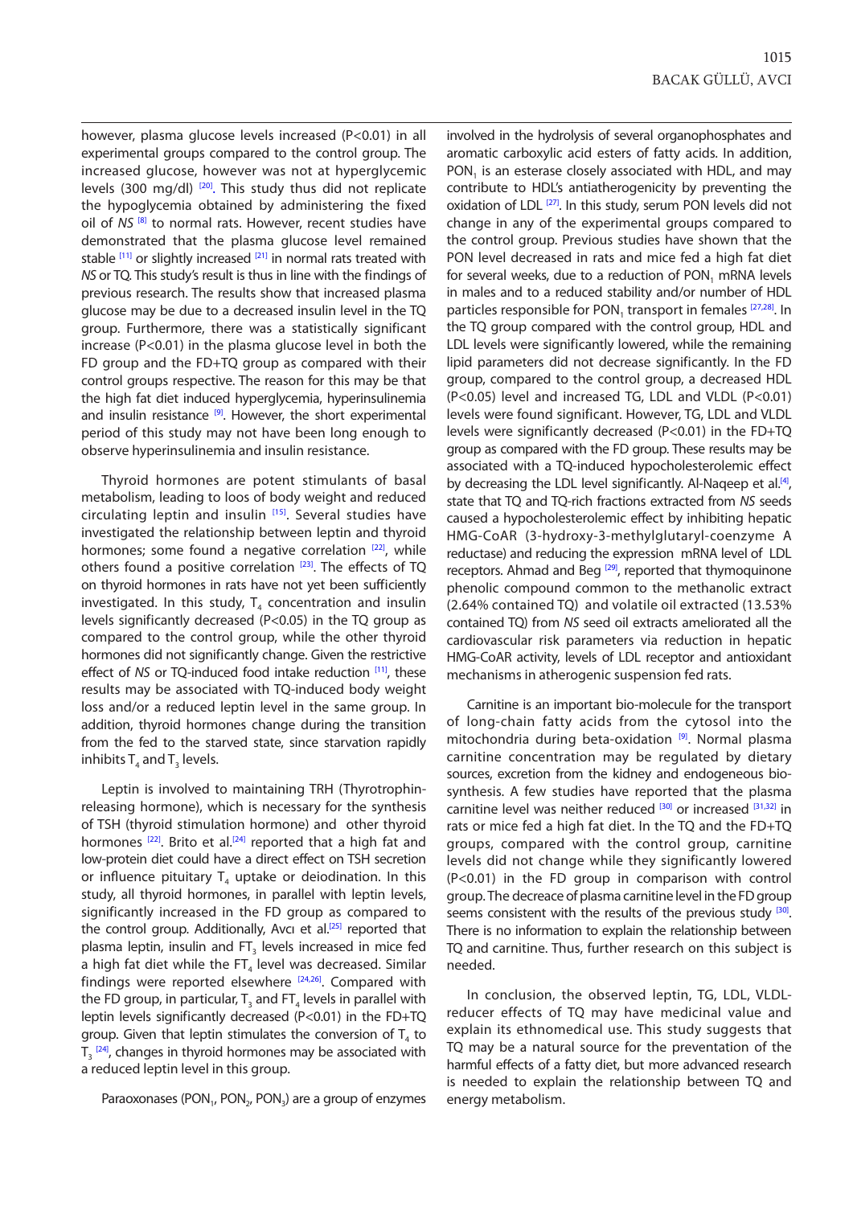however, plasma glucose levels increased (P<0.01) in all experimental groups compared to the control group. The increased glucose, however was not at hyperglycemic levels (300 mg/dl) [20]. This study thus did not replicate the hypoglycemia obtained by administering the fixed oil of *NS* [8] to normal rats. However, recent studies have demonstrated that the plasma glucose level remained stable [11] or slightly increased [21] in normal rats treated with *NS* or TQ. This study's result is thus in line with the findings of previous research. The results show that increased plasma glucose may be due to a decreased insulin level in the TQ group. Furthermore, there was a statistically significant increase (P<0.01) in the plasma glucose level in both the FD group and the FD+TQ group as compared with their control groups respective. The reason for this may be that the high fat diet induced hyperglycemia, hyperinsulinemia and insulin resistance [9]. However, the short experimental period of this study may not have been long enough to observe hyperinsulinemia and insulin resistance.

Thyroid hormones are potent stimulants of basal metabolism, leading to loos of body weight and reduced circulating leptin and insulin [15]. Several studies have investigated the relationship between leptin and thyroid hormones; some found a negative correlation [22], while others found a positive correlation [23]. The effects of TQ on thyroid hormones in rats have not yet been sufficiently investigated. In this study, $T_4$ concentration and insulin levels significantly decreased (P<0.05) in the TQ group as compared to the control group, while the other thyroid hormones did not significantly change. Given the restrictive effect of *NS* or TQ-induced food intake reduction [11], these results may be associated with TQ-induced body weight loss and/or a reduced leptin level in the same group. In addition, thyroid hormones change during the transition from the fed to the starved state, since starvation rapidly inhibits $T_4$ and $T_3$ levels.

Leptin is involved to maintaining TRH (Thyrotrophin-releasing hormone), which is necessary for the synthesis of TSH (thyroid stimulation hormone) and other thyroid hormones [22]. Brito et al.[24] reported that a high fat and low-protein diet could have a direct effect on TSH secretion or influence pituitary $T_4$ uptake or deiodination. In this study, all thyroid hormones, in parallel with leptin levels, significantly increased in the FD group as compared to the control group. Additionally, Avcı et al.[25] reported that plasma leptin, insulin and $FT_3$ levels increased in mice fed a high fat diet while the $FT_4$ level was decreased. Similar findings were reported elsewhere [24,26]. Compared with the FD group, in particular, $T_3$ and $FT_4$ levels in parallel with leptin levels significantly decreased (P<0.01) in the FD+TQ group. Given that leptin stimulates the conversion of $T_4$ to $T_3$ [24], changes in thyroid hormones may be associated with a reduced leptin level in this group.

Paraoxonases ($PON_1$, $PON_2$, $PON_3$) are a group of enzymes involved in the hydrolysis of several organophosphates and aromatic carboxylic acid esters of fatty acids. In addition, $PON_1$ is an esterase closely associated with HDL, and may contribute to HDL's antiatherogenicity by preventing the oxidation of LDL [27]. In this study, serum PON levels did not change in any of the experimental groups compared to the control group. Previous studies have shown that the PON level decreased in rats and mice fed a high fat diet for several weeks, due to a reduction of $PON_1$ mRNA levels in males and to a reduced stability and/or number of HDL particles responsible for $PON_1$ transport in females [27,28]. In the TQ group compared with the control group, HDL and LDL levels were significantly lowered, while the remaining lipid parameters did not decrease significantly. In the FD group, compared to the control group, a decreased HDL (P<0.05) level and increased TG, LDL and VLDL (P<0.01) levels were found significant. However, TG, LDL and VLDL levels were significantly decreased (P<0.01) in the FD+TQ group as compared with the FD group. These results may be associated with a TQ-induced hypocholesterolemic effect by decreasing the LDL level significantly. Al-Naqeep et al.[4], state that TQ and TQ-rich fractions extracted from *NS* seeds caused a hypocholesterolemic effect by inhibiting hepatic HMG-CoAR (3-hydroxy-3-methylglutaryl-coenzyme A reductase) and reducing the expression mRNA level of LDL receptors. Ahmad and Beg [29], reported that thymoquinone phenolic compound common to the methanolic extract (2.64% contained TQ) and volatile oil extracted (13.53% contained TQ) from *NS* seed oil extracts ameliorated all the cardiovascular risk parameters via reduction in hepatic HMG-CoAR activity, levels of LDL receptor and antioxidant mechanisms in atherogenic suspension fed rats.

Carnitine is an important bio-molecule for the transport of long-chain fatty acids from the cytosol into the mitochondria during beta-oxidation [9]. Normal plasma carnitine concentration may be regulated by dietary sources, excretion from the kidney and endogeneous bio-synthesis. A few studies have reported that the plasma carnitine level was neither reduced [30] or increased [31,32] in rats or mice fed a high fat diet. In the TQ and the FD+TQ groups, compared with the control group, carnitine levels did not change while they significantly lowered (P<0.01) in the FD group in comparison with control group. The decreace of plasma carnitine level in the FD group seems consistent with the results of the previous study [30]. There is no information to explain the relationship between TQ and carnitine. Thus, further research on this subject is needed.

In conclusion, the observed leptin, TG, LDL, VLDL-reducer effects of TQ may have medicinal value and explain its ethnomedical use. This study suggests that TQ may be a natural source for the prevention of the harmful effects of a fatty diet, but more advanced research is needed to explain the relationship between TQ and energy metabolism.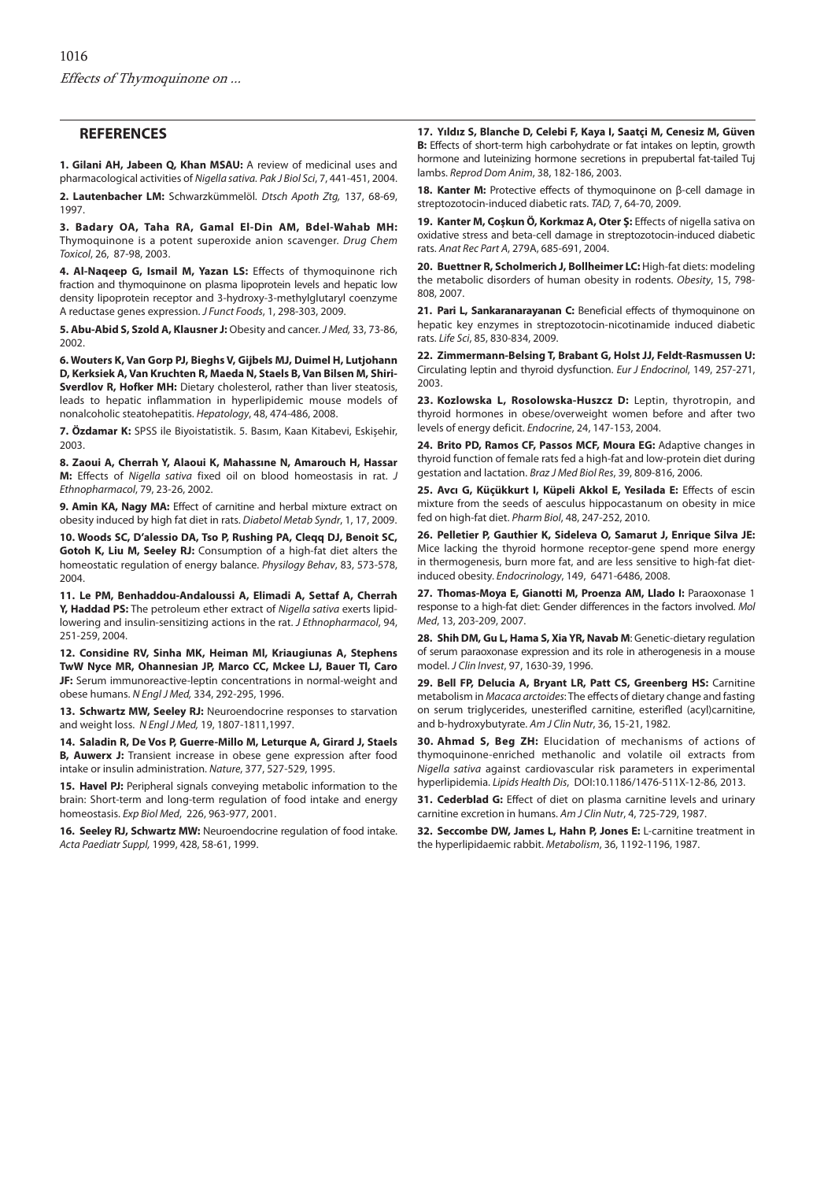## REFERENCES

**1. Gilani AH, Jabeen Q, Khan MSAU:** A review of medicinal uses and pharmacological activities of *Nigella sativa*. *Pak J Biol Sci*, 7, 441-451, 2004.

**2. Lautenbacher LM:** Schwarzkümmelöl. *Dtsch Apoth Ztg,* 137, 68-69, 1997.

**3. Badary OA, Taha RA, Gamal El-Din AM, Bdel-Wahab MH:** Thymoquinone is a potent superoxide anion scavenger. *Drug Chem Toxicol*, 26, 87-98, 2003.

**4. Al-Naqeep G, Ismail M, Yazan LS:** Effects of thymoquinone rich fraction and thymoquinone on plasma lipoprotein levels and hepatic low density lipoprotein receptor and 3-hydroxy-3-methylglutaryl coenzyme A reductase genes expression. *J Funct Foods*, 1, 298-303, 2009.

**5. Abu-Abid S, Szold A, Klausner J:** Obesity and cancer. *J Med,* 33, 73-86, 2002.

**6. Wouters K, Van Gorp PJ, Bieghs V, Gijbels MJ, Duimel H, Lutjohann D, Kerksiek A, Van Kruchten R, Maeda N, Staels B, Van Bilsen M, Shiri-Sverdlov R, Hofker MH:** Dietary cholesterol, rather than liver steatosis, leads to hepatic inflammation in hyperlipidemic mouse models of nonalcoholic steatohepatitis. *Hepatology*, 48, 474-486, 2008.

**7. Özdamar K:** SPSS ile Biyoistatistik. 5. Basım, Kaan Kitabevi, Eskişehir, 2003.

**8. Zaoui A, Cherrah Y, Alaoui K, Mahassıne N, Amarouch H, Hassar M:** Effects of *Nigella sativa* fixed oil on blood homeostasis in rat. *J Ethnopharmacol*, 79, 23-26, 2002.

**9. Amin KA, Nagy MA:** Effect of carnitine and herbal mixture extract on obesity induced by high fat diet in rats. *Diabetol Metab Syndr*, 1, 17, 2009.

**10. Woods SC, D'alessio DA, Tso P, Rushing PA, Cleqq DJ, Benoit SC, Gotoh K, Liu M, Seeley RJ:** Consumption of a high-fat diet alters the homeostatic regulation of energy balance. *Physilogy Behav*, 83, 573-578, 2004.

**11. Le PM, Benhaddou-Andaloussi A, Elimadi A, Settaf A, Cherrah Y, Haddad PS:** The petroleum ether extract of *Nigella sativa* exerts lipid-lowering and insulin-sensitizing actions in the rat. *J Ethnopharmacol*, 94, 251-259, 2004.

**12. Considine RV, Sinha MK, Heiman MI, Kriaugiunas A, Stephens TwW Nyce MR, Ohannesian JP, Marco CC, Mckee LJ, Bauer TI, Caro JF:** Serum immunoreactive-leptin concentrations in normal-weight and obese humans. *N Engl J Med,* 334, 292-295, 1996.

**13. Schwartz MW, Seeley RJ:** Neuroendocrine responses to starvation and weight loss. *N Engl J Med,* 19, 1807-1811,1997.

**14. Saladin R, De Vos P, Guerre-Millo M, Leturque A, Girard J, Staels B, Auwerx J:** Transient increase in obese gene expression after food intake or insulin administration. *Nature*, 377, 527-529, 1995.

**15. Havel PJ:** Peripheral signals conveying metabolic information to the brain: Short-term and long-term regulation of food intake and energy homeostasis. *Exp Biol Med*, 226, 963-977, 2001.

**16. Seeley RJ, Schwartz MW:** Neuroendocrine regulation of food intake. *Acta Paediatr Suppl,* 1999, 428, 58-61, 1999.

**17. Yıldız S, Blanche D, Celebi F, Kaya I, Saatçi M, Cenesiz M, Güven B:** Effects of short-term high carbohydrate or fat intakes on leptin, growth hormone and luteinizing hormone secretions in prepubertal fat-tailed Tuj lambs. *Reprod Dom Anim*, 38, 182-186, 2003.

**18. Kanter M:** Protective effects of thymoquinone on β-cell damage in streptozotocin-induced diabetic rats. *TAD,* 7, 64-70, 2009.

**19. Kanter M, Coşkun Ö, Korkmaz A, Oter Ş:** Effects of nigella sativa on oxidative stress and beta-cell damage in streptozotocin-induced diabetic rats. *Anat Rec Part A*, 279A, 685-691, 2004.

**20. Buettner R, Scholmerich J, Bollheimer LC:** High-fat diets: modeling the metabolic disorders of human obesity in rodents. *Obesity*, 15, 798-808, 2007.

**21. Pari L, Sankaranarayanan C:** Beneficial effects of thymoquinone on hepatic key enzymes in streptozotocin-nicotinamide induced diabetic rats. *Life Sci*, 85, 830-834, 2009.

**22. Zimmermann-Belsing T, Brabant G, Holst JJ, Feldt-Rasmussen U:** Circulating leptin and thyroid dysfunction. *Eur J Endocrinol*, 149, 257-271, 2003.

**23. Kozlowska L, Rosolowska-Huszcz D:** Leptin, thyrotropin, and thyroid hormones in obese/overweight women before and after two levels of energy deficit. *Endocrine*, 24, 147-153, 2004.

**24. Brito PD, Ramos CF, Passos MCF, Moura EG:** Adaptive changes in thyroid function of female rats fed a high-fat and low-protein diet during gestation and lactation. *Braz J Med Biol Res*, 39, 809-816, 2006.

**25. Avcı G, Küçükkurt I, Küpeli Akkol E, Yesilada E:** Effects of escin mixture from the seeds of aesculus hippocastanum on obesity in mice fed on high-fat diet. *Pharm Biol*, 48, 247-252, 2010.

**26. Pelletier P, Gauthier K, Sideleva O, Samarut J, Enrique Silva JE:** Mice lacking the thyroid hormone receptor-gene spend more energy in thermogenesis, burn more fat, and are less sensitive to high-fat diet-induced obesity. *Endocrinology*, 149, 6471-6486, 2008.

**27. Thomas-Moya E, Gianotti M, Proenza AM, Llado I:** Paraoxonase 1 response to a high-fat diet: Gender differences in the factors involved. *Mol Med*, 13, 203-209, 2007.

**28. Shih DM, Gu L, Hama S, Xia YR, Navab M**: Genetic-dietary regulation of serum paraoxonase expression and its role in atherogenesis in a mouse model. *J Clin Invest*, 97, 1630-39, 1996.

**29. Bell FP, Delucia A, Bryant LR, Patt CS, Greenberg HS:** Carnitine metabolism in *Macaca arctoides*: The effects of dietary change and fasting on serum triglycerides, unesterifled carnitine, esterifled (acyl)carnitine, and b-hydroxybutyrate. *Am J Clin Nutr*, 36, 15-21, 1982.

**30. Ahmad S, Beg ZH:** Elucidation of mechanisms of actions of thymoquinone-enriched methanolic and volatile oil extracts from *Nigella sativa* against cardiovascular risk parameters in experimental hyperlipidemia. *Lipids Health Dis*, DOI:10.1186/1476-511X-12-86*,* 2013.

**31. Cederblad G:** Effect of diet on plasma carnitine levels and urinary carnitine excretion in humans. *Am J Clin Nutr*, 4, 725-729, 1987.

**32. Seccombe DW, James L, Hahn P, Jones E:** L-carnitine treatment in the hyperlipidaemic rabbit. *Metabolism*, 36, 1192-1196, 1987.